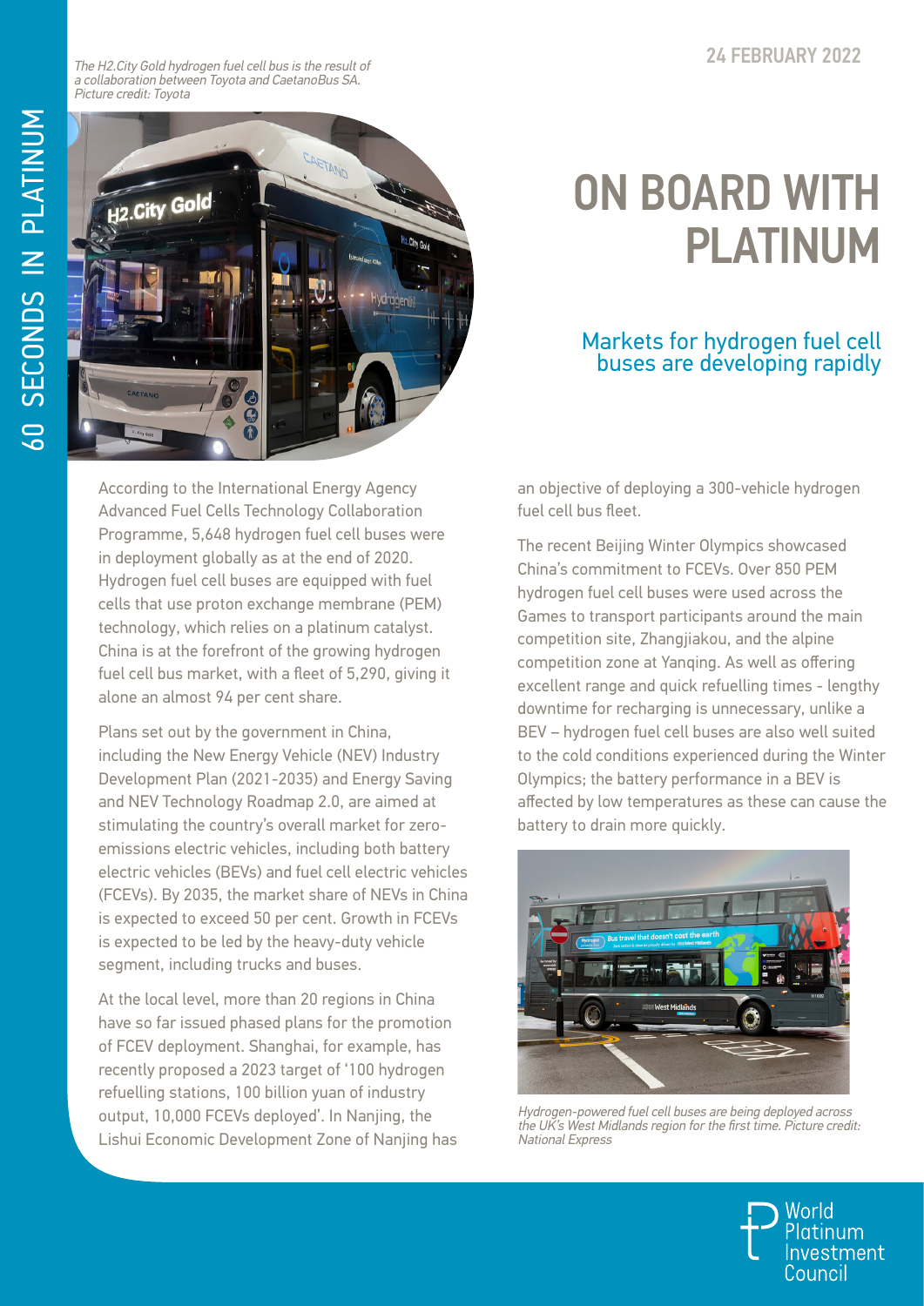24 FEBRUARY 2022

# ON BOARD WITH PLATINUM

## Markets for hydrogen fuel cell buses are developing rapidly

*The H2.City Gold hydrogen fuel cell bus is the result of a collaboration between Toyota and CaetanoBus SA. Picture credit: Toyota*

According to the International Energy Agency Advanced Fuel Cells Technology Collaboration Programme, 5,648 hydrogen fuel cell buses were in deployment globally as at the end of 2020. Hydrogen fuel cell buses are equipped with fuel cells that use proton exchange membrane (PEM) technology, which relies on a platinum catalyst. China is at the forefront of the growing hydrogen fuel cell bus market, with a fleet of 5,290, giving it alone an almost 94 per cent share.

Plans set out by the government in China, including the New Energy Vehicle (NEV) Industry Development Plan (2021-2035) and Energy Saving and NEV Technology Roadmap 2.0, are aimed at stimulating the country's overall market for zero-emissions electric vehicles, including both battery electric vehicles (BEVs) and fuel cell electric vehicles (FCEVs). By 2035, the market share of NEVs in China is expected to exceed 50 per cent. Growth in FCEVs is expected to be led by the heavy-duty vehicle segment, including trucks and buses.

At the local level, more than 20 regions in China have so far issued phased plans for the promotion of FCEV deployment. Shanghai, for example, has recently proposed a 2023 target of '100 hydrogen refuelling stations, 100 billion yuan of industry output, 10,000 FCEVs deployed'. In Nanjing, the Lishui Economic Development Zone of Nanjing has an objective of deploying a 300-vehicle hydrogen fuel cell bus fleet.

The recent Beijing Winter Olympics showcased China's commitment to FCEVs. Over 850 PEM hydrogen fuel cell buses were used across the Games to transport participants around the main competition site, Zhangjiakou, and the alpine competition zone at Yanqing. As well as offering excellent range and quick refuelling times - lengthy downtime for recharging is unnecessary, unlike a BEV – hydrogen fuel cell buses are also well suited to the cold conditions experienced during the Winter Olympics; the battery performance in a BEV is affected by low temperatures as these can cause the battery to drain more quickly.

*Hydrogen-powered fuel cell buses are being deployed across the UK's West Midlands region for the first time. Picture credit: National Express*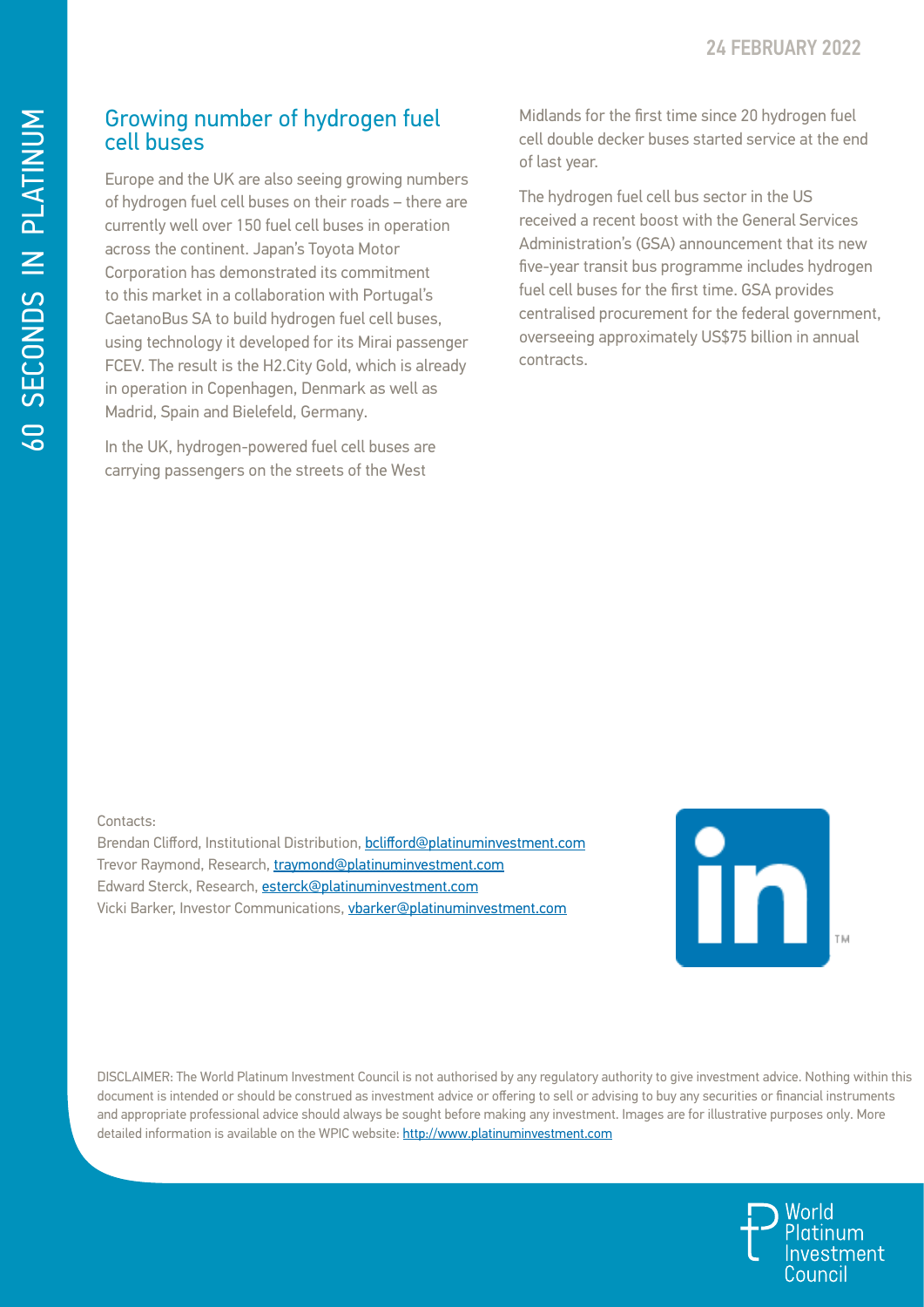## Growing number of hydrogen fuel cell buses

Europe and the UK are also seeing growing numbers of hydrogen fuel cell buses on their roads – there are currently well over 150 fuel cell buses in operation across the continent. Japan's Toyota Motor Corporation has demonstrated its commitment to this market in a collaboration with Portugal's CaetanoBus SA to build hydrogen fuel cell buses, using technology it developed for its Mirai passenger FCEV. The result is the H2.City Gold, which is already in operation in Copenhagen, Denmark as well as Madrid, Spain and Bielefeld, Germany.

In the UK, hydrogen-powered fuel cell buses are carrying passengers on the streets of the West Midlands for the first time since 20 hydrogen fuel cell double decker buses started service at the end of last year.

The hydrogen fuel cell bus sector in the US received a recent boost with the General Services Administration's (GSA) announcement that its new five-year transit bus programme includes hydrogen fuel cell buses for the first time. GSA provides centralised procurement for the federal government, overseeing approximately US$75 billion in annual contracts.

Contacts:
Brendan Clifford, Institutional Distribution, bclifford@platinuminvestment.com
Trevor Raymond, Research, traymond@platinuminvestment.com
Edward Sterck, Research, esterck@platinuminvestment.com
Vicki Barker, Investor Communications, vbarker@platinuminvestment.com

DISCLAIMER: The World Platinum Investment Council is not authorised by any regulatory authority to give investment advice. Nothing within this document is intended or should be construed as investment advice or offering to sell or advising to buy any securities or financial instruments and appropriate professional advice should always be sought before making any investment. Images are for illustrative purposes only. More detailed information is available on the WPIC website: http://www.platinuminvestment.com